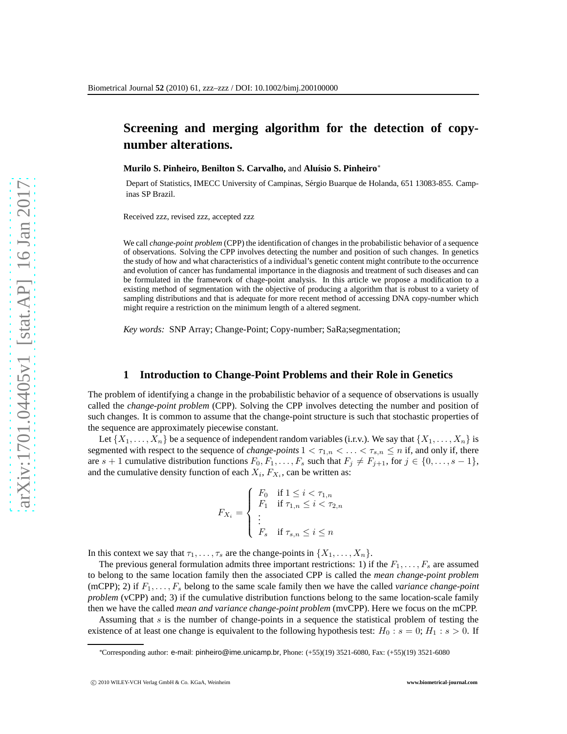# Screening and merging algorithm for the detection of copy-number alterations.

**Murilo S. Pinheiro, Benilton S. Carvalho,** and **Aluísio S. Pinheiro**\*

Depart of Statistics, IMECC University of Campinas, Sérgio Buarque de Holanda, 651 13083-855. Campinas SP Brazil.

Received zzz, revised zzz, accepted zzz

We call *change-point problem* (CPP) the identification of changes in the probabilistic behavior of a sequence of observations. Solving the CPP involves detecting the number and position of such changes. In genetics the study of how and what characteristics of a individual's genetic content might contribute to the occurrence and evolution of cancer has fundamental importance in the diagnosis and treatment of such diseases and can be formulated in the framework of chage-point analysis. In this article we propose a modification to a existing method of segmentation with the objective of producing a algorithm that is robust to a variety of sampling distributions and that is adequate for more recent method of accessing DNA copy-number which might require a restriction on the minimum length of a altered segment.

*Key words:* SNP Array; Change-Point; Copy-number; SaRa;segmentation;

## 1 Introduction to Change-Point Problems and their Role in Genetics

The problem of identifying a change in the probabilistic behavior of a sequence of observations is usually called the *change-point problem* (CPP). Solving the CPP involves detecting the number and position of such changes. It is common to assume that the change-point structure is such that stochastic properties of the sequence are approximately piecewise constant.

Let $\{X_1, \ldots, X_n\}$ be a sequence of independent random variables (i.r.v.). We say that $\{X_1, \ldots, X_n\}$ is segmented with respect to the sequence of *change-points* $1 < \tau_{1,n} < \ldots < \tau_{s,n} \leq n$ if, and only if, there are $s+1$ cumulative distribution functions $F_0, F_1, \ldots, F_s$ such that $F_j \neq F_{j+1}$, for $j \in \{0, \ldots, s-1\}$, and the cumulative density function of each $X_i$, $F_{X_i}$, can be written as:

$$F_{X_i} = \begin{cases} F_0 & \text{if } 1 \leq i < \tau_{1,n} \\ F_1 & \text{if } \tau_{1,n} \leq i < \tau_{2,n} \\ \vdots & \\ F_s & \text{if } \tau_{s,n} \leq i \leq n \end{cases}$$

In this context we say that $\tau_1, \ldots, \tau_s$ are the change-points in $\{X_1, \ldots, X_n\}$.

The previous general formulation admits three important restrictions: 1) if the $F_1, \ldots, F_s$ are assumed to belong to the same location family then the associated CPP is called the *mean change-point problem* (mCPP); 2) if $F_1, \ldots, F_s$ belong to the same scale family then we have the called *variance change-point problem* (vCPP) and; 3) if the cumulative distribution functions belong to the same location-scale family then we have the called *mean and variance change-point problem* (mvCPP). Here we focus on the mCPP.

Assuming that $s$ is the number of change-points in a sequence the statistical problem of testing the existence of at least one change is equivalent to the following hypothesis test: $H_0 : s = 0$; $H_1 : s > 0$. If

\*Corresponding author: e-mail: pinheiro@ime.unicamp.br, Phone: (+55)(19) 3521-6080, Fax: (+55)(19) 3521-6080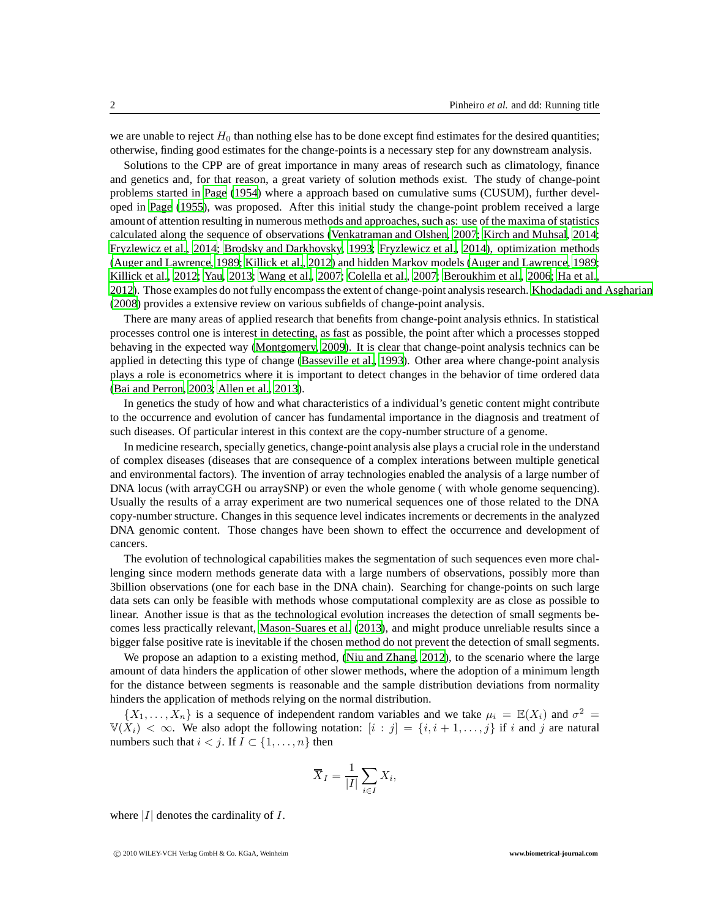we are unable to reject $H_0$ than nothing else has to be done except find estimates for the desired quantities; otherwise, finding good estimates for the change-points is a necessary step for any downstream analysis.

Solutions to the CPP are of great importance in many areas of research such as climatology, finance and genetics and, for that reason, a great variety of solution methods exist. The study of change-point problems started in Page (1954) where a approach based on cumulative sums (CUSUM), further developed in Page (1955), was proposed. After this initial study the change-point problem received a large amount of attention resulting in numerous methods and approaches, such as: use of the maxima of statistics calculated along the sequence of observations (Venkatraman and Olshen, 2007; Kirch and Muhsal, 2014; Fryzlewicz et al., 2014; Brodsky and Darkhovsky, 1993; Fryzlewicz et al., 2014), optimization methods (Auger and Lawrence, 1989; Killick et al., 2012) and hidden Markov models (Auger and Lawrence, 1989; Killick et al., 2012; Yau, 2013; Wang et al., 2007; Colella et al., 2007; Beroukhim et al., 2006; Ha et al., 2012). Those examples do not fully encompass the extent of change-point analysis research. Khodadadi and Asgharian (2008) provides a extensive review on various subfields of change-point analysis.

There are many areas of applied research that benefits from change-point analysis ethnics. In statistical processes control one is interest in detecting, as fast as possible, the point after which a processes stopped behaving in the expected way (Montgomery, 2009). It is clear that change-point analysis technics can be applied in detecting this type of change (Basseville et al., 1993). Other area where change-point analysis plays a role is econometrics where it is important to detect changes in the behavior of time ordered data (Bai and Perron, 2003; Allen et al., 2013).

In genetics the study of how and what characteristics of a individual's genetic content might contribute to the occurrence and evolution of cancer has fundamental importance in the diagnosis and treatment of such diseases. Of particular interest in this context are the copy-number structure of a genome.

In medicine research, specially genetics, change-point analysis alse plays a crucial role in the understand of complex diseases (diseases that are consequence of a complex interations between multiple genetical and environmental factors). The invention of array technologies enabled the analysis of a large number of DNA locus (with arrayCGH ou arraySNP) or even the whole genome ( with whole genome sequencing). Usually the results of a array experiment are two numerical sequences one of those related to the DNA copy-number structure. Changes in this sequence level indicates increments or decrements in the analyzed DNA genomic content. Those changes have been shown to effect the occurrence and development of cancers.

The evolution of technological capabilities makes the segmentation of such sequences even more challenging since modern methods generate data with a large numbers of observations, possibly more than 3billion observations (one for each base in the DNA chain). Searching for change-points on such large data sets can only be feasible with methods whose computational complexity are as close as possible to linear. Another issue is that as the technological evolution increases the detection of small segments becomes less practically relevant, Mason-Suares et al. (2013), and might produce unreliable results since a bigger false positive rate is inevitable if the chosen method do not prevent the detection of small segments.

We propose an adaption to a existing method, (Niu and Zhang, 2012), to the scenario where the large amount of data hinders the application of other slower methods, where the adoption of a minimum length for the distance between segments is reasonable and the sample distribution deviations from normality hinders the application of methods relying on the normal distribution.

$\{X_1, \ldots, X_n\}$ is a sequence of independent random variables and we take $\mu_i = \mathbb{E}(X_i)$ and $\sigma^2 = \mathbb{V}(X_i) < \infty$. We also adopt the following notation: $[i : j] = \{i, i+1, \ldots, j\}$ if $i$ and $j$ are natural numbers such that $i < j$. If $I \subset \{1, \ldots, n\}$ then

$$\overline{X}_I = \frac{1}{|I|} \sum_{i \in I} X_i,$$

where $|I|$ denotes the cardinality of $I$.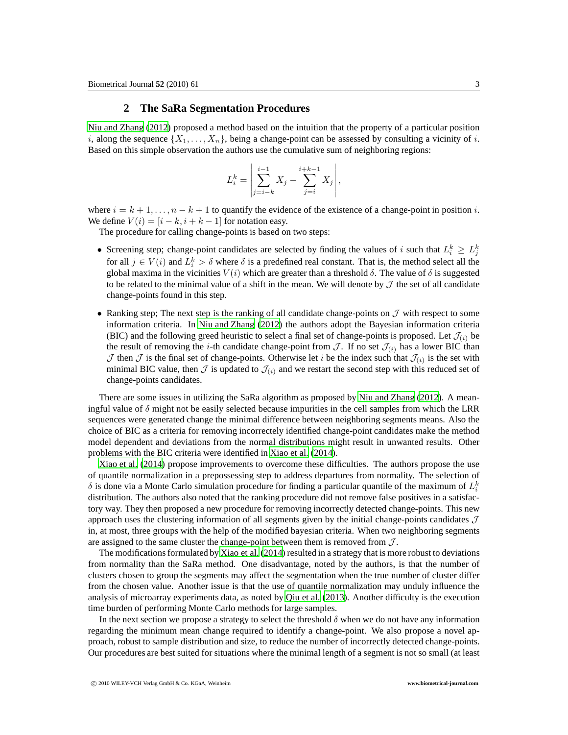## 2 The SaRa Segmentation Procedures

Niu and Zhang (2012) proposed a method based on the intuition that the property of a particular position $i$, along the sequence $\{X_1, \ldots, X_n\}$, being a change-point can be assessed by consulting a vicinity of $i$. Based on this simple observation the authors use the cumulative sum of neighboring regions:

$$L_i^k = \left| \sum_{j=i-k}^{i-1} X_j - \sum_{j=i}^{i+k-1} X_j \right|,$$

where $i = k+1, \ldots, n-k+1$ to quantify the evidence of the existence of a change-point in position $i$. We define $V(i) = [i-k, i+k-1]$ for notation easy.

The procedure for calling change-points is based on two steps:

- Screening step; change-point candidates are selected by finding the values of $i$ such that $L_i^k \geq L_j^k$ for all $j \in V(i)$ and $L_i^k > \delta$ where $\delta$ is a predefined real constant. That is, the method select all the global maxima in the vicinities $V(i)$ which are greater than a threshold $\delta$. The value of $\delta$ is suggested to be related to the minimal value of a shift in the mean. We will denote by $\mathcal{J}$ the set of all candidate change-points found in this step.

- Ranking step; The next step is the ranking of all candidate change-points on $\mathcal{J}$ with respect to some information criteria. In Niu and Zhang (2012) the authors adopt the Bayesian information criteria (BIC) and the following greed heuristic to select a final set of change-points is proposed. Let $\mathcal{J}_{(i)}$ be the result of removing the $i$-th candidate change-point from $\mathcal{J}$. If no set $\mathcal{J}_{(i)}$ has a lower BIC than $\mathcal{J}$ then $\mathcal{J}$ is the final set of change-points. Otherwise let $i$ be the index such that $\mathcal{J}_{(i)}$ is the set with minimal BIC value, then $\mathcal{J}$ is updated to $\mathcal{J}_{(i)}$ and we restart the second step with this reduced set of change-points candidates.

There are some issues in utilizing the SaRa algorithm as proposed by Niu and Zhang (2012). A meaningful value of $\delta$ might not be easily selected because impurities in the cell samples from which the LRR sequences were generated change the minimal difference between neighboring segments means. Also the choice of BIC as a criteria for removing incorrectely identified change-point candidates make the method model dependent and deviations from the normal distributions might result in unwanted results. Other problems with the BIC criteria were identified in Xiao et al. (2014).

Xiao et al. (2014) propose improvements to overcome these difficulties. The authors propose the use of quantile normalization in a prepossessing step to address departures from normality. The selection of $\delta$ is done via a Monte Carlo simulation procedure for finding a particular quantile of the maximum of $L_i^k$ distribution. The authors also noted that the ranking procedure did not remove false positives in a satisfactory way. They then proposed a new procedure for removing incorrectly detected change-points. This new approach uses the clustering information of all segments given by the initial change-points candidates $\mathcal{J}$ in, at most, three groups with the help of the modified bayesian criteria. When two neighboring segments are assigned to the same cluster the change-point between them is removed from $\mathcal{J}$.

The modifications formulated by Xiao et al. (2014) resulted in a strategy that is more robust to deviations from normality than the SaRa method. One disadvantage, noted by the authors, is that the number of clusters chosen to group the segments may affect the segmentation when the true number of cluster differ from the chosen value. Another issue is that the use of quantile normalization may unduly influence the analysis of microarray experiments data, as noted by Qiu et al. (2013). Another difficulty is the execution time burden of performing Monte Carlo methods for large samples.

In the next section we propose a strategy to select the threshold $\delta$ when we do not have any information regarding the minimum mean change required to identify a change-point. We also propose a novel approach, robust to sample distribution and size, to reduce the number of incorrectly detected change-points. Our procedures are best suited for situations where the minimal length of a segment is not so small (at least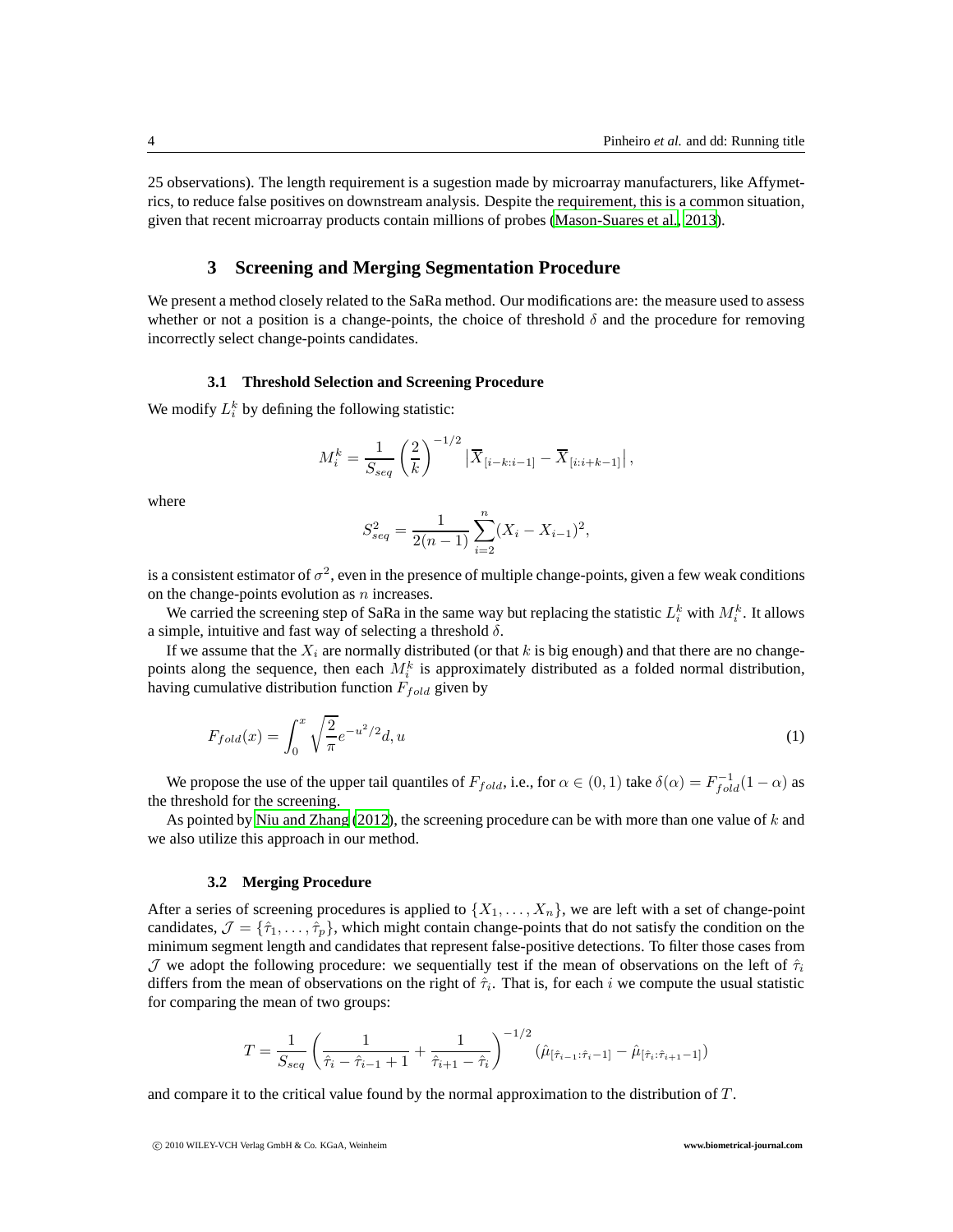25 observations). The length requirement is a sugestion made by microarray manufacturers, like Affymetrics, to reduce false positives on downstream analysis. Despite the requirement, this is a common situation, given that recent microarray products contain millions of probes (Mason-Suares et al., 2013).

## 3 Screening and Merging Segmentation Procedure

We present a method closely related to the SaRa method. Our modifications are: the measure used to assess whether or not a position is a change-points, the choice of threshold $\delta$ and the procedure for removing incorrectly select change-points candidates.

### 3.1 Threshold Selection and Screening Procedure

We modify $L_i^k$ by defining the following statistic:

$$M_i^k = \frac{1}{S_{seq}} \left( \frac{2}{k} \right)^{-1/2} \left| \overline{X}_{[i-k:i-1]} - \overline{X}_{[i:i+k-1]} \right|,$$

where

$$S_{seq}^2 = \frac{1}{2(n-1)} \sum_{i=2}^{n} (X_i - X_{i-1})^2,$$

is a consistent estimator of $\sigma^2$, even in the presence of multiple change-points, given a few weak conditions on the change-points evolution as $n$ increases.

We carried the screening step of SaRa in the same way but replacing the statistic $L_i^k$ with $M_i^k$. It allows a simple, intuitive and fast way of selecting a threshold $\delta$.

If we assume that the $X_i$ are normally distributed (or that $k$ is big enough) and that there are no change-points along the sequence, then each $M_i^k$ is approximately distributed as a folded normal distribution, having cumulative distribution function $F_{fold}$ given by

$$F_{fold}(x) = \int_0^x \sqrt{\frac{2}{\pi}} e^{-u^2/2} d,u \tag{1}$$

We propose the use of the upper tail quantiles of $F_{fold}$, i.e., for $\alpha \in (0,1)$ take $\delta(\alpha) = F_{fold}^{-1}(1-\alpha)$ as the threshold for the screening.

As pointed by Niu and Zhang (2012), the screening procedure can be with more than one value of $k$ and we also utilize this approach in our method.

### 3.2 Merging Procedure

After a series of screening procedures is applied to $\{X_1, \ldots, X_n\}$, we are left with a set of change-point candidates, $\mathcal{J} = \{\hat{\tau}_1, \ldots, \hat{\tau}_p\}$, which might contain change-points that do not satisfy the condition on the minimum segment length and candidates that represent false-positive detections. To filter those cases from $\mathcal{J}$ we adopt the following procedure: we sequentially test if the mean of observations on the left of $\hat{\tau}_i$ differs from the mean of observations on the right of $\hat{\tau}_i$. That is, for each $i$ we compute the usual statistic for comparing the mean of two groups:

$$T = \frac{1}{S_{seq}} \left( \frac{1}{\hat{\tau}_i - \hat{\tau}_{i-1} + 1} + \frac{1}{\hat{\tau}_{i+1} - \hat{\tau}_i} \right)^{-1/2} \left( \hat{\mu}_{[\hat{\tau}_{i-1}:\hat{\tau}_i - 1]} - \hat{\mu}_{[\hat{\tau}_i:\hat{\tau}_{i+1} - 1]} \right)$$

and compare it to the critical value found by the normal approximation to the distribution of $T$.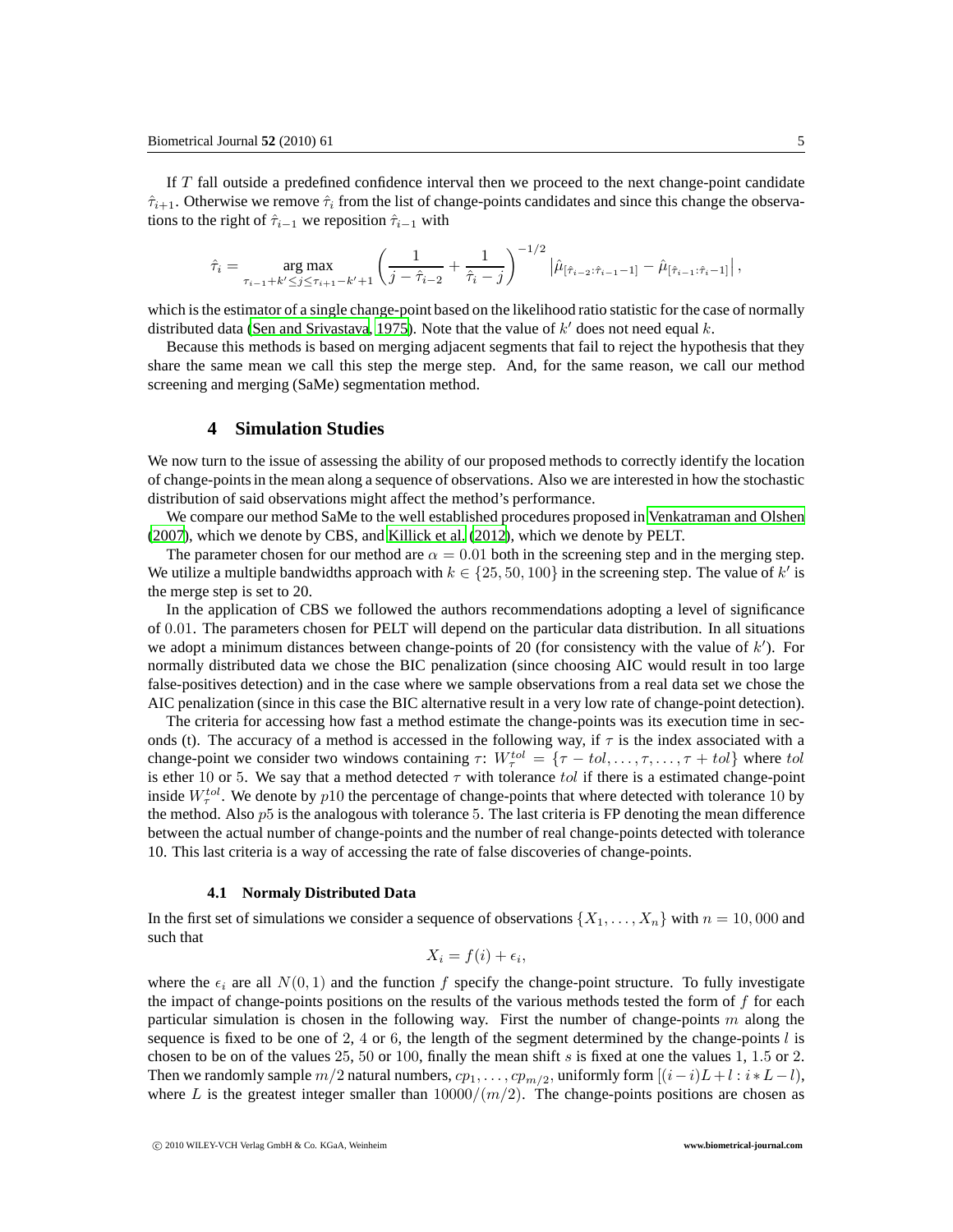If $T$ fall outside a predefined confidence interval then we proceed to the next change-point candidate $\hat{\tau}_{i+1}$. Otherwise we remove $\hat{\tau}_i$ from the list of change-points candidates and since this change the observations to the right of $\hat{\tau}_{i-1}$ we reposition $\hat{\tau}_{i-1}$ with

$$\hat{\tau}_i = \underset{\tau_{i-1}+k' \leq j \leq \tau_{i+1}-k'+1}{\arg\max} \left( \frac{1}{j - \hat{\tau}_{i-2}} + \frac{1}{\hat{\tau}_i - j} \right)^{-1/2} \left| \hat{\mu}_{[\hat{\tau}_{i-2}:\hat{\tau}_{i-1}-1]} - \hat{\mu}_{[\hat{\tau}_{i-1}:\hat{\tau}_i-1]} \right|,$$

which is the estimator of a single change-point based on the likelihood ratio statistic for the case of normally distributed data (Sen and Srivastava, 1975). Note that the value of $k'$ does not need equal $k$.

Because this methods is based on merging adjacent segments that fail to reject the hypothesis that they share the same mean we call this step the merge step. And, for the same reason, we call our method screening and merging (SaMe) segmentation method.

## 4 Simulation Studies

We now turn to the issue of assessing the ability of our proposed methods to correctly identify the location of change-points in the mean along a sequence of observations. Also we are interested in how the stochastic distribution of said observations might affect the method's performance.

We compare our method SaMe to the well established procedures proposed in Venkatraman and Olshen (2007), which we denote by CBS, and Killick et al. (2012), which we denote by PELT.

The parameter chosen for our method are $\alpha = 0.01$ both in the screening step and in the merging step. We utilize a multiple bandwidths approach with $k \in \{25, 50, 100\}$ in the screening step. The value of $k'$ is the merge step is set to 20.

In the application of CBS we followed the authors recommendations adopting a level of significance of $0.01$. The parameters chosen for PELT will depend on the particular data distribution. In all situations we adopt a minimum distances between change-points of 20 (for consistency with the value of $k'$). For normally distributed data we chose the BIC penalization (since choosing AIC would result in too large false-positives detection) and in the case where we sample observations from a real data set we chose the AIC penalization (since in this case the BIC alternative result in a very low rate of change-point detection).

The criteria for accessing how fast a method estimate the change-points was its execution time in seconds (t). The accuracy of a method is accessed in the following way, if $\tau$ is the index associated with a change-point we consider two windows containing $\tau$: $W_\tau^{tol} = \{\tau - tol, \ldots, \tau, \ldots, \tau + tol\}$ where $tol$ is ether 10 or 5. We say that a method detected $\tau$ with tolerance $tol$ if there is a estimated change-point inside $W_\tau^{tol}$. We denote by $p10$ the percentage of change-points that where detected with tolerance 10 by the method. Also $p5$ is the analogous with tolerance 5. The last criteria is FP denoting the mean difference between the actual number of change-points and the number of real change-points detected with tolerance 10. This last criteria is a way of accessing the rate of false discoveries of change-points.

### 4.1 Normaly Distributed Data

In the first set of simulations we consider a sequence of observations $\{X_1, \ldots, X_n\}$ with $n = 10,000$ and such that

$$X_i = f(i) + \epsilon_i,$$

where the $\epsilon_i$ are all $N(0, 1)$ and the function $f$ specify the change-point structure. To fully investigate the impact of change-points positions on the results of the various methods tested the form of $f$ for each particular simulation is chosen in the following way. First the number of change-points $m$ along the sequence is fixed to be one of 2, 4 or 6, the length of the segment determined by the change-points $l$ is chosen to be on of the values 25, 50 or 100, finally the mean shift $s$ is fixed at one the values 1, 1.5 or 2. Then we randomly sample $m/2$ natural numbers, $cp_1, \ldots, cp_{m/2}$, uniformly form $[(i-i)L + l : i * L - l)$, where $L$ is the greatest integer smaller than $10000/(m/2)$. The change-points positions are chosen as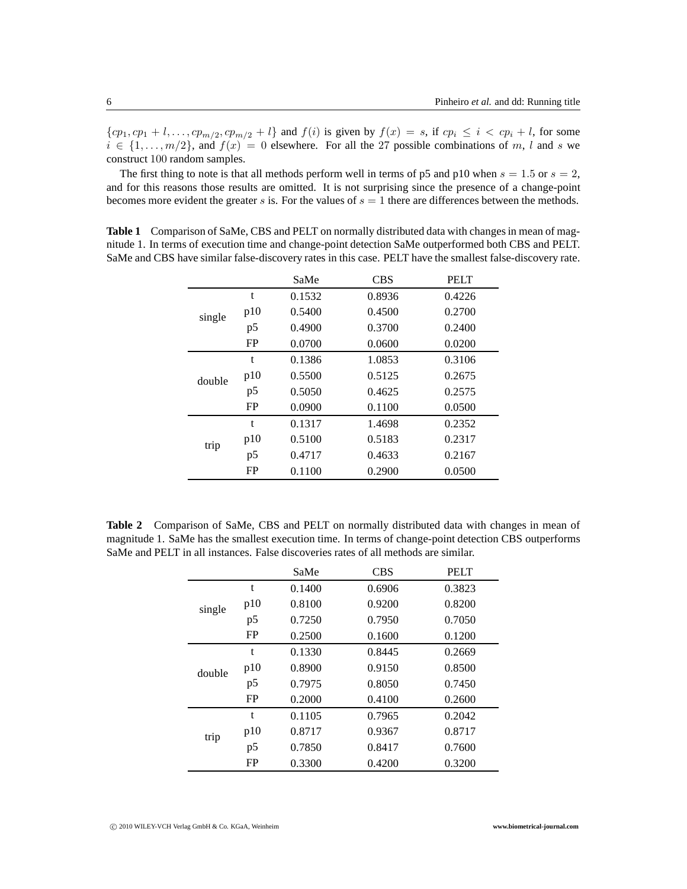$\{cp_1, cp_1 + l, \ldots, cp_{m/2}, cp_{m/2} + l\}$ and $f(i)$ is given by $f(x) = s$, if $cp_i \leq i < cp_i + l$, for some $i \in \{1, \ldots, m/2\}$, and $f(x) = 0$ elsewhere. For all the 27 possible combinations of $m$, $l$ and $s$ we construct 100 random samples.

The first thing to note is that all methods perform well in terms of p5 and p10 when $s = 1.5$ or $s = 2$, and for this reasons those results are omitted. It is not surprising since the presence of a change-point becomes more evident the greater $s$ is. For the values of $s = 1$ there are differences between the methods.

**Table 1** Comparison of SaMe, CBS and PELT on normally distributed data with changes in mean of magnitude 1. In terms of execution time and change-point detection SaMe outperformed both CBS and PELT. SaMe and CBS have similar false-discovery rates in this case. PELT have the smallest false-discovery rate.

| | | SaMe | CBS | PELT |
|---|---|---|---|---|
| single | t | 0.1532 | 0.8936 | 0.4226 |
| | p10 | 0.5400 | 0.4500 | 0.2700 |
| | p5 | 0.4900 | 0.3700 | 0.2400 |
| | FP | 0.0700 | 0.0600 | 0.0200 |
| double | t | 0.1386 | 1.0853 | 0.3106 |
| | p10 | 0.5500 | 0.5125 | 0.2675 |
| | p5 | 0.5050 | 0.4625 | 0.2575 |
| | FP | 0.0900 | 0.1100 | 0.0500 |
| trip | t | 0.1317 | 1.4698 | 0.2352 |
| | p10 | 0.5100 | 0.5183 | 0.2317 |
| | p5 | 0.4717 | 0.4633 | 0.2167 |
| | FP | 0.1100 | 0.2900 | 0.0500 |

**Table 2** Comparison of SaMe, CBS and PELT on normally distributed data with changes in mean of magnitude 1. SaMe has the smallest execution time. In terms of change-point detection CBS outperforms SaMe and PELT in all instances. False discoveries rates of all methods are similar.

| | | SaMe | CBS | PELT |
|---|---|---|---|---|
| single | t | 0.1400 | 0.6906 | 0.3823 |
| | p10 | 0.8100 | 0.9200 | 0.8200 |
| | p5 | 0.7250 | 0.7950 | 0.7050 |
| | FP | 0.2500 | 0.1600 | 0.1200 |
| double | t | 0.1330 | 0.8445 | 0.2669 |
| | p10 | 0.8900 | 0.9150 | 0.8500 |
| | p5 | 0.7975 | 0.8050 | 0.7450 |
| | FP | 0.2000 | 0.4100 | 0.2600 |
| trip | t | 0.1105 | 0.7965 | 0.2042 |
| | p10 | 0.8717 | 0.9367 | 0.8717 |
| | p5 | 0.7850 | 0.8417 | 0.7600 |
| | FP | 0.3300 | 0.4200 | 0.3200 |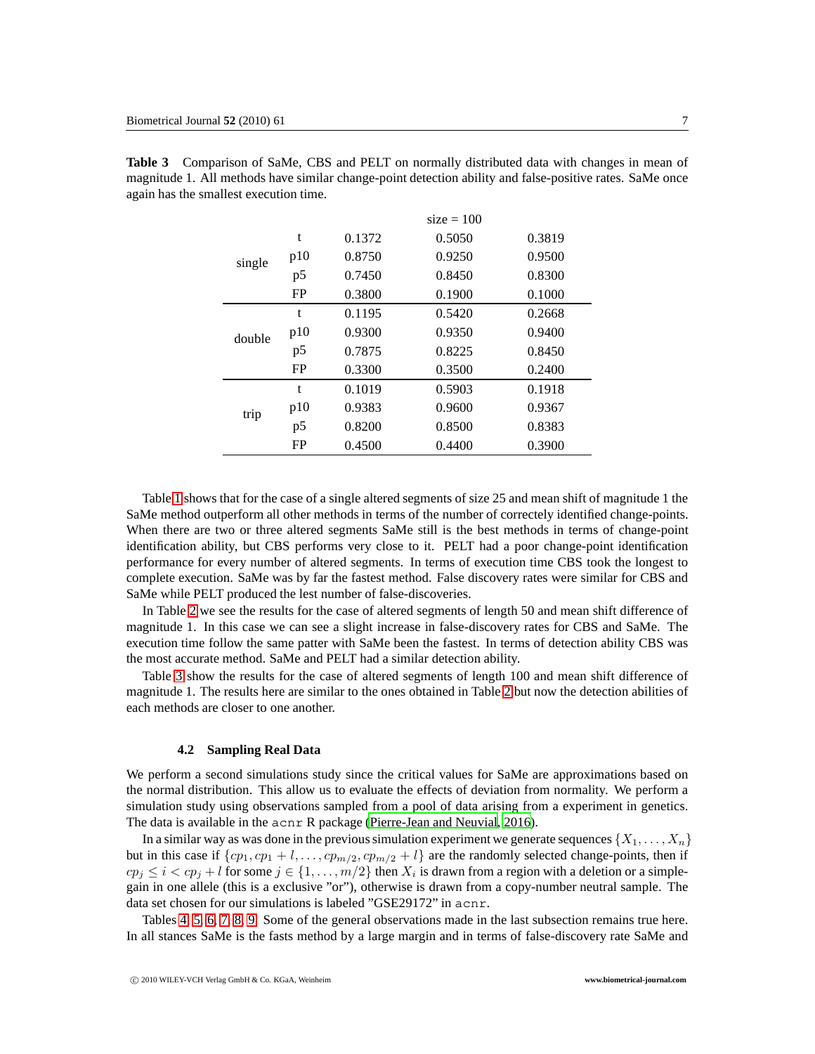**Table 3** Comparison of SaMe, CBS and PELT on normally distributed data with changes in mean of magnitude 1. All methods have similar change-point detection ability and false-positive rates. SaMe once again has the smallest execution time.

| | | size = 100 | | |
|---|---|---|---|---|
| single | t | 0.1372 | 0.5050 | 0.3819 |
| | p10 | 0.8750 | 0.9250 | 0.9500 |
| | p5 | 0.7450 | 0.8450 | 0.8300 |
| | FP | 0.3800 | 0.1900 | 0.1000 |
| double | t | 0.1195 | 0.5420 | 0.2668 |
| | p10 | 0.9300 | 0.9350 | 0.9400 |
| | p5 | 0.7875 | 0.8225 | 0.8450 |
| | FP | 0.3300 | 0.3500 | 0.2400 |
| trip | t | 0.1019 | 0.5903 | 0.1918 |
| | p10 | 0.9383 | 0.9600 | 0.9367 |
| | p5 | 0.8200 | 0.8500 | 0.8383 |
| | FP | 0.4500 | 0.4400 | 0.3900 |

Table 1 shows that for the case of a single altered segments of size 25 and mean shift of magnitude 1 the SaMe method outperform all other methods in terms of the number of correctely identified change-points. When there are two or three altered segments SaMe still is the best methods in terms of change-point identification ability, but CBS performs very close to it. PELT had a poor change-point identification performance for every number of altered segments. In terms of execution time CBS took the longest to complete execution. SaMe was by far the fastest method. False discovery rates were similar for CBS and SaMe while PELT produced the lest number of false-discoveries.

In Table 2 we see the results for the case of altered segments of length 50 and mean shift difference of magnitude 1. In this case we can see a slight increase in false-discovery rates for CBS and SaMe. The execution time follow the same patter with SaMe been the fastest. In terms of detection ability CBS was the most accurate method. SaMe and PELT had a similar detection ability.

Table 3 show the results for the case of altered segments of length 100 and mean shift difference of magnitude 1. The results here are similar to the ones obtained in Table 2 but now the detection abilities of each methods are closer to one another.

### 4.2 Sampling Real Data

We perform a second simulations study since the critical values for SaMe are approximations based on the normal distribution. This allow us to evaluate the effects of deviation from normality. We perform a simulation study using observations sampled from a pool of data arising from a experiment in genetics. The data is available in the `acnr` R package (Pierre-Jean and Neuvial, 2016).

In a similar way as was done in the previous simulation experiment we generate sequences $\{X_1, \ldots, X_n\}$ but in this case if $\{cp_1, cp_1 + l, \ldots, cp_{m/2}, cp_{m/2} + l\}$ are the randomly selected change-points, then if $cp_j \leq i < cp_j + l$ for some $j \in \{1, \ldots, m/2\}$ then $X_i$ is drawn from a region with a deletion or a simple-gain in one allele (this is a exclusive "or"), otherwise is drawn from a copy-number neutral sample. The data set chosen for our simulations is labeled "GSE29172" in `acnr`.

Tables 4, 5, 6, 7, 8, 9. Some of the general observations made in the last subsection remains true here. In all stances SaMe is the fasts method by a large margin and in terms of false-discovery rate SaMe and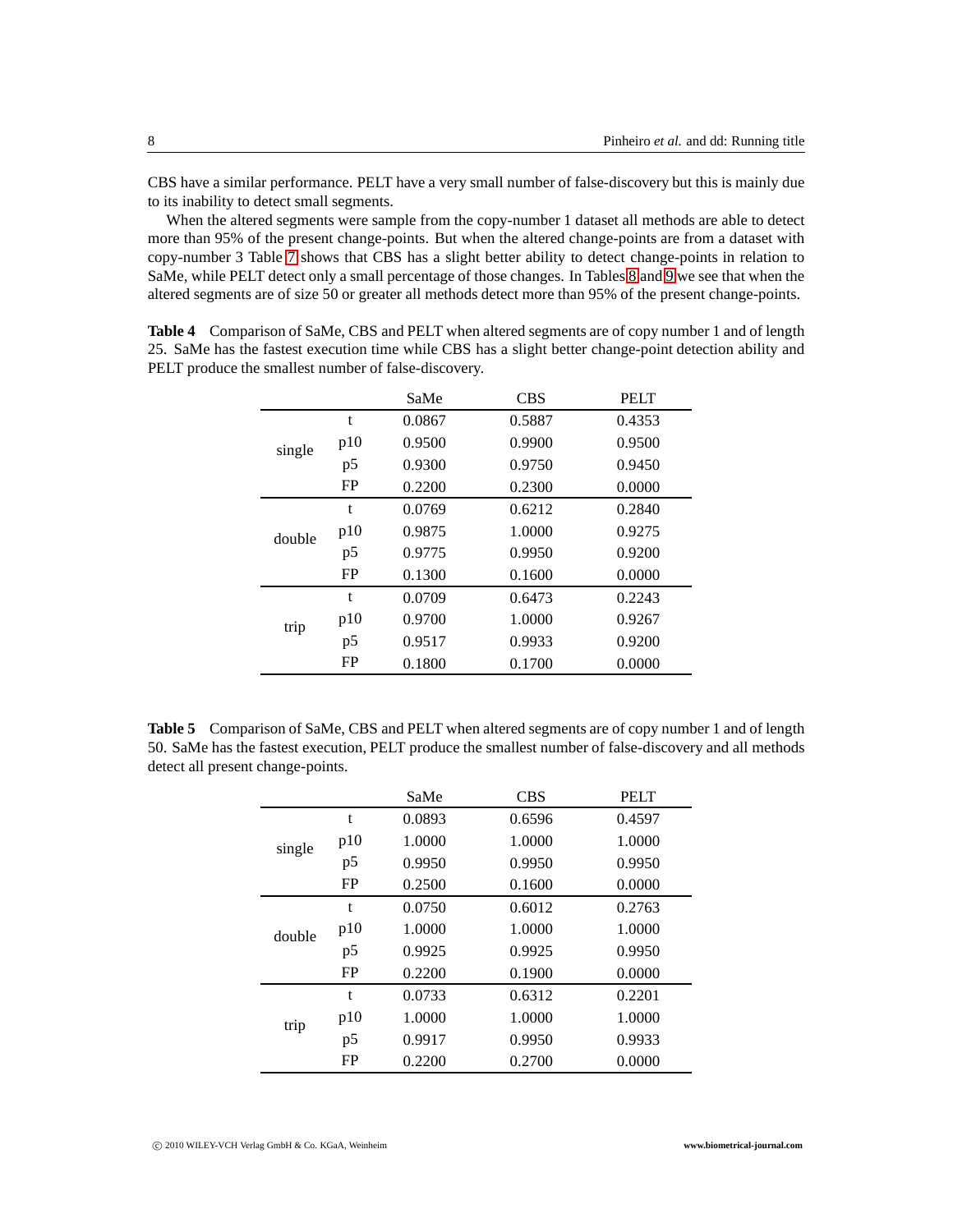CBS have a similar performance. PELT have a very small number of false-discovery but this is mainly due to its inability to detect small segments.

When the altered segments were sample from the copy-number 1 dataset all methods are able to detect more than 95% of the present change-points. But when the altered change-points are from a dataset with copy-number 3 Table 7 shows that CBS has a slight better ability to detect change-points in relation to SaMe, while PELT detect only a small percentage of those changes. In Tables 8 and 9 we see that when the altered segments are of size 50 or greater all methods detect more than 95% of the present change-points.

**Table 4** Comparison of SaMe, CBS and PELT when altered segments are of copy number 1 and of length 25. SaMe has the fastest execution time while CBS has a slight better change-point detection ability and PELT produce the smallest number of false-discovery.

| | | SaMe | CBS | PELT |
|---|---|---|---|---|
| single | t | 0.0867 | 0.5887 | 0.4353 |
| | p10 | 0.9500 | 0.9900 | 0.9500 |
| | p5 | 0.9300 | 0.9750 | 0.9450 |
| | FP | 0.2200 | 0.2300 | 0.0000 |
| double | t | 0.0769 | 0.6212 | 0.2840 |
| | p10 | 0.9875 | 1.0000 | 0.9275 |
| | p5 | 0.9775 | 0.9950 | 0.9200 |
| | FP | 0.1300 | 0.1600 | 0.0000 |
| trip | t | 0.0709 | 0.6473 | 0.2243 |
| | p10 | 0.9700 | 1.0000 | 0.9267 |
| | p5 | 0.9517 | 0.9933 | 0.9200 |
| | FP | 0.1800 | 0.1700 | 0.0000 |

**Table 5** Comparison of SaMe, CBS and PELT when altered segments are of copy number 1 and of length 50. SaMe has the fastest execution, PELT produce the smallest number of false-discovery and all methods detect all present change-points.

| | | SaMe | CBS | PELT |
|---|---|---|---|---|
| single | t | 0.0893 | 0.6596 | 0.4597 |
| | p10 | 1.0000 | 1.0000 | 1.0000 |
| | p5 | 0.9950 | 0.9950 | 0.9950 |
| | FP | 0.2500 | 0.1600 | 0.0000 |
| double | t | 0.0750 | 0.6012 | 0.2763 |
| | p10 | 1.0000 | 1.0000 | 1.0000 |
| | p5 | 0.9925 | 0.9925 | 0.9950 |
| | FP | 0.2200 | 0.1900 | 0.0000 |
| trip | t | 0.0733 | 0.6312 | 0.2201 |
| | p10 | 1.0000 | 1.0000 | 1.0000 |
| | p5 | 0.9917 | 0.9950 | 0.9933 |
| | FP | 0.2200 | 0.2700 | 0.0000 |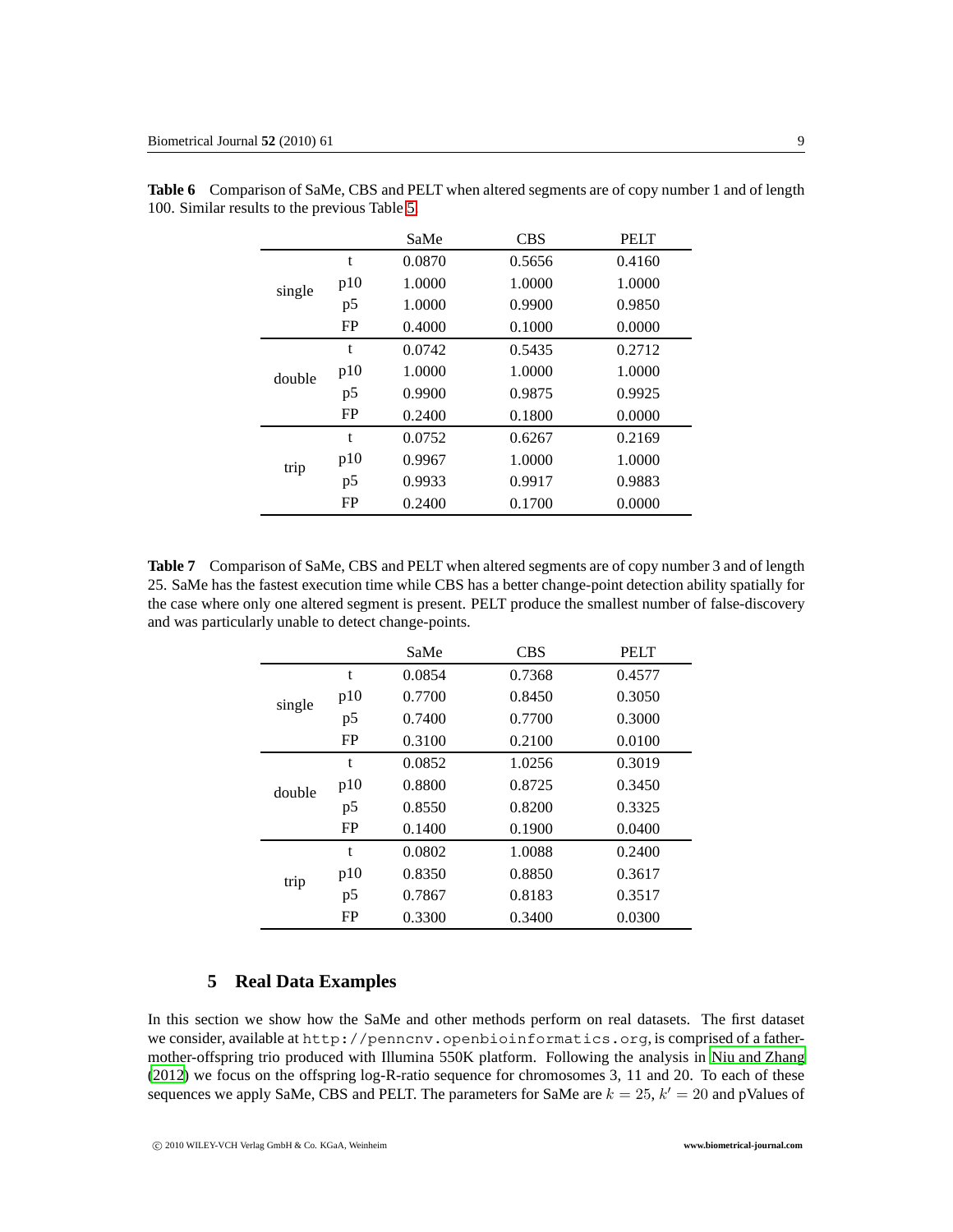**Table 6** Comparison of SaMe, CBS and PELT when altered segments are of copy number 1 and of length 100. Similar results to the previous Table 5.

| | | SaMe | CBS | PELT |
|---|---|---|---|---|
| single | t | 0.0870 | 0.5656 | 0.4160 |
| | p10 | 1.0000 | 1.0000 | 1.0000 |
| | p5 | 1.0000 | 0.9900 | 0.9850 |
| | FP | 0.4000 | 0.1000 | 0.0000 |
| double | t | 0.0742 | 0.5435 | 0.2712 |
| | p10 | 1.0000 | 1.0000 | 1.0000 |
| | p5 | 0.9900 | 0.9875 | 0.9925 |
| | FP | 0.2400 | 0.1800 | 0.0000 |
| trip | t | 0.0752 | 0.6267 | 0.2169 |
| | p10 | 0.9967 | 1.0000 | 1.0000 |
| | p5 | 0.9933 | 0.9917 | 0.9883 |
| | FP | 0.2400 | 0.1700 | 0.0000 |

**Table 7** Comparison of SaMe, CBS and PELT when altered segments are of copy number 3 and of length 25. SaMe has the fastest execution time while CBS has a better change-point detection ability spatially for the case where only one altered segment is present. PELT produce the smallest number of false-discovery and was particularly unable to detect change-points.

| | | SaMe | CBS | PELT |
|---|---|---|---|---|
| single | t | 0.0854 | 0.7368 | 0.4577 |
| | p10 | 0.7700 | 0.8450 | 0.3050 |
| | p5 | 0.7400 | 0.7700 | 0.3000 |
| | FP | 0.3100 | 0.2100 | 0.0100 |
| double | t | 0.0852 | 1.0256 | 0.3019 |
| | p10 | 0.8800 | 0.8725 | 0.3450 |
| | p5 | 0.8550 | 0.8200 | 0.3325 |
| | FP | 0.1400 | 0.1900 | 0.0400 |
| trip | t | 0.0802 | 1.0088 | 0.2400 |
| | p10 | 0.8350 | 0.8850 | 0.3617 |
| | p5 | 0.7867 | 0.8183 | 0.3517 |
| | FP | 0.3300 | 0.3400 | 0.0300 |

## 5 Real Data Examples

In this section we show how the SaMe and other methods perform on real datasets. The first dataset we consider, available at `http://penncnv.openbioinformatics.org`, is comprised of a father-mother-offspring trio produced with Illumina 550K platform. Following the analysis in Niu and Zhang (2012) we focus on the offspring log-R-ratio sequence for chromosomes 3, 11 and 20. To each of these sequences we apply SaMe, CBS and PELT. The parameters for SaMe are $k = 25$, $k' = 20$ and pValues of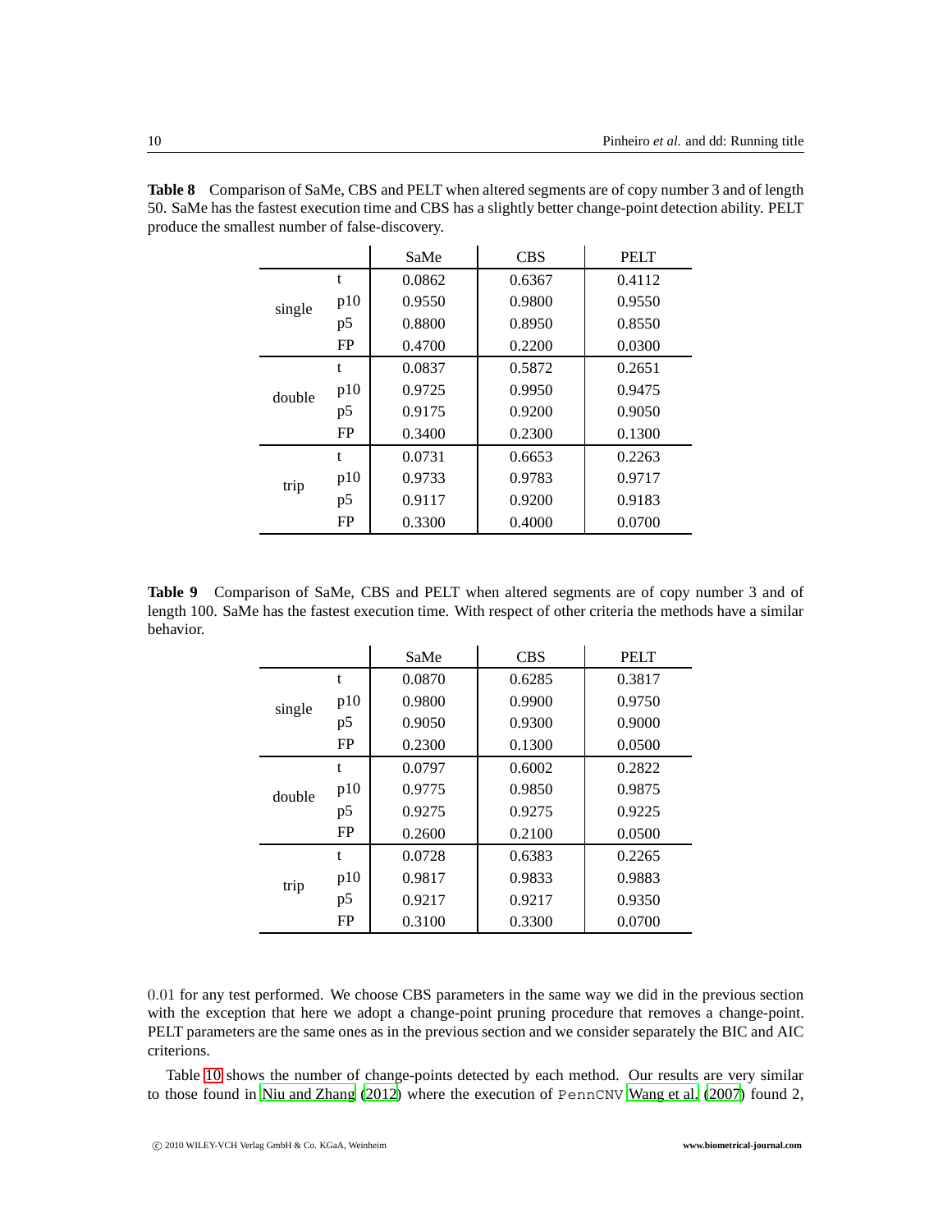**Table 8** Comparison of SaMe, CBS and PELT when altered segments are of copy number 3 and of length 50. SaMe has the fastest execution time and CBS has a slightly better change-point detection ability. PELT produce the smallest number of false-discovery.

| | | SaMe | CBS | PELT |
|---|---|---|---|---|
| single | t | 0.0862 | 0.6367 | 0.4112 |
| | p10 | 0.9550 | 0.9800 | 0.9550 |
| | p5 | 0.8800 | 0.8950 | 0.8550 |
| | FP | 0.4700 | 0.2200 | 0.0300 |
| double | t | 0.0837 | 0.5872 | 0.2651 |
| | p10 | 0.9725 | 0.9950 | 0.9475 |
| | p5 | 0.9175 | 0.9200 | 0.9050 |
| | FP | 0.3400 | 0.2300 | 0.1300 |
| trip | t | 0.0731 | 0.6653 | 0.2263 |
| | p10 | 0.9733 | 0.9783 | 0.9717 |
| | p5 | 0.9117 | 0.9200 | 0.9183 |
| | FP | 0.3300 | 0.4000 | 0.0700 |

**Table 9** Comparison of SaMe, CBS and PELT when altered segments are of copy number 3 and of length 100. SaMe has the fastest execution time. With respect of other criteria the methods have a similar behavior.

| | | SaMe | CBS | PELT |
|---|---|---|---|---|
| single | t | 0.0870 | 0.6285 | 0.3817 |
| | p10 | 0.9800 | 0.9900 | 0.9750 |
| | p5 | 0.9050 | 0.9300 | 0.9000 |
| | FP | 0.2300 | 0.1300 | 0.0500 |
| double | t | 0.0797 | 0.6002 | 0.2822 |
| | p10 | 0.9775 | 0.9850 | 0.9875 |
| | p5 | 0.9275 | 0.9275 | 0.9225 |
| | FP | 0.2600 | 0.2100 | 0.0500 |
| trip | t | 0.0728 | 0.6383 | 0.2265 |
| | p10 | 0.9817 | 0.9833 | 0.9883 |
| | p5 | 0.9217 | 0.9217 | 0.9350 |
| | FP | 0.3100 | 0.3300 | 0.0700 |

$0.01$ for any test performed. We choose CBS parameters in the same way we did in the previous section with the exception that here we adopt a change-point pruning procedure that removes a change-point. PELT parameters are the same ones as in the previous section and we consider separately the BIC and AIC criterions.

Table 10 shows the number of change-points detected by each method. Our results are very similar to those found in Niu and Zhang (2012) where the execution of PennCNV Wang et al. (2007) found 2,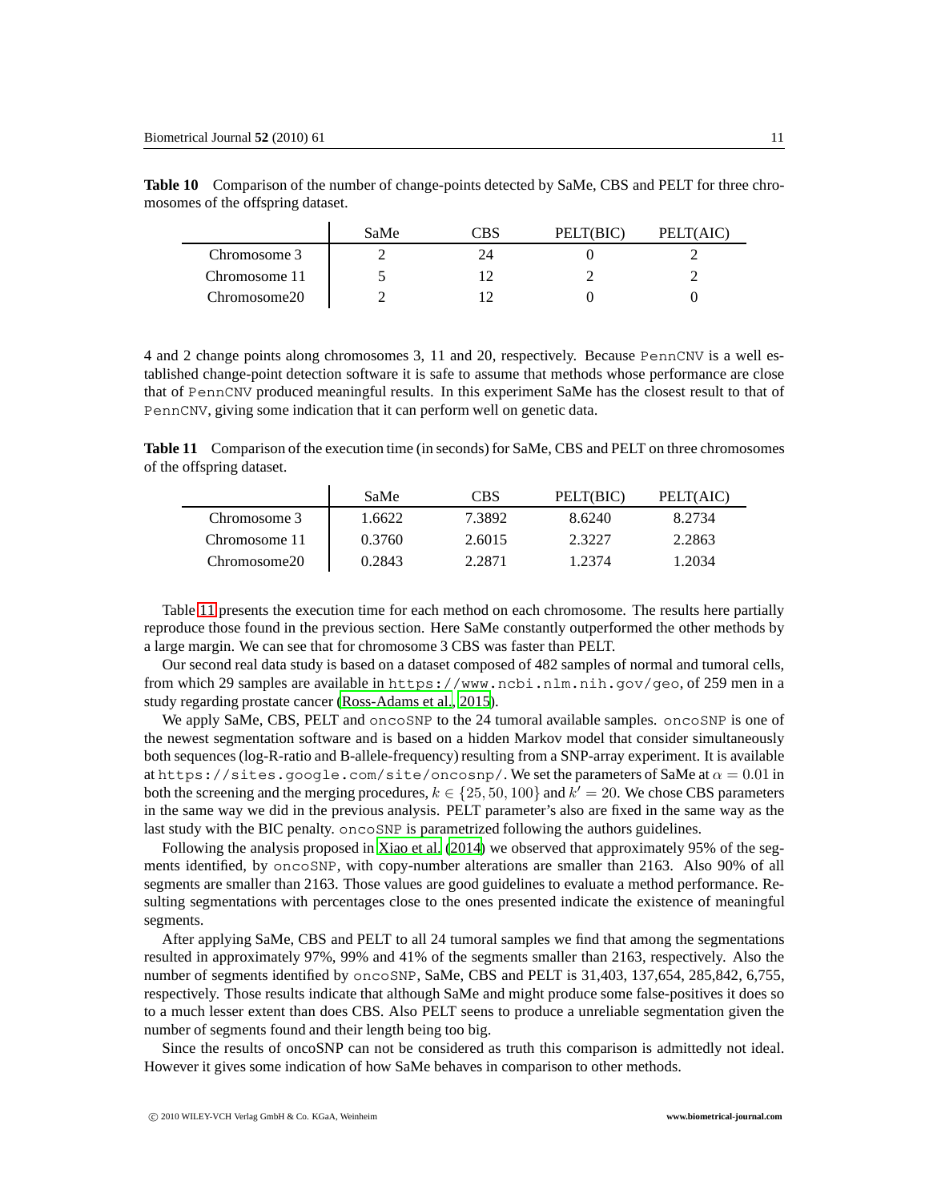**Table 10** Comparison of the number of change-points detected by SaMe, CBS and PELT for three chromosomes of the offspring dataset.

| | SaMe | CBS | PELT(BIC) | PELT(AIC) |
|---|---|---|---|---|
| Chromosome 3 | 2 | 24 | 0 | 2 |
| Chromosome 11 | 5 | 12 | 2 | 2 |
| Chromosome20 | 2 | 12 | 0 | 0 |

4 and 2 change points along chromosomes 3, 11 and 20, respectively. Because PennCNV is a well established change-point detection software it is safe to assume that methods whose performance are close that of PennCNV produced meaningful results. In this experiment SaMe has the closest result to that of PennCNV, giving some indication that it can perform well on genetic data.

**Table 11** Comparison of the execution time (in seconds) for SaMe, CBS and PELT on three chromosomes of the offspring dataset.

| | SaMe | CBS | PELT(BIC) | PELT(AIC) |
|---|---|---|---|---|
| Chromosome 3 | 1.6622 | 7.3892 | 8.6240 | 8.2734 |
| Chromosome 11 | 0.3760 | 2.6015 | 2.3227 | 2.2863 |
| Chromosome20 | 0.2843 | 2.2871 | 1.2374 | 1.2034 |

Table 11 presents the execution time for each method on each chromosome. The results here partially reproduce those found in the previous section. Here SaMe constantly outperformed the other methods by a large margin. We can see that for chromosome 3 CBS was faster than PELT.

Our second real data study is based on a dataset composed of 482 samples of normal and tumoral cells, from which 29 samples are available in https://www.ncbi.nlm.nih.gov/geo, of 259 men in a study regarding prostate cancer (Ross-Adams et al., 2015).

We apply SaMe, CBS, PELT and oncoSNP to the 24 tumoral available samples. oncoSNP is one of the newest segmentation software and is based on a hidden Markov model that consider simultaneously both sequences (log-R-ratio and B-allele-frequency) resulting from a SNP-array experiment. It is available at https://sites.google.com/site/oncosnp/. We set the parameters of SaMe at $\alpha = 0.01$ in both the screening and the merging procedures, $k \in \{25, 50, 100\}$ and $k' = 20$. We chose CBS parameters in the same way we did in the previous analysis. PELT parameter's also are fixed in the same way as the last study with the BIC penalty. oncoSNP is parametrized following the authors guidelines.

Following the analysis proposed in Xiao et al. (2014) we observed that approximately 95% of the segments identified, by oncoSNP, with copy-number alterations are smaller than 2163. Also 90% of all segments are smaller than 2163. Those values are good guidelines to evaluate a method performance. Resulting segmentations with percentages close to the ones presented indicate the existence of meaningful segments.

After applying SaMe, CBS and PELT to all 24 tumoral samples we find that among the segmentations resulted in approximately 97%, 99% and 41% of the segments smaller than 2163, respectively. Also the number of segments identified by oncoSNP, SaMe, CBS and PELT is 31,403, 137,654, 285,842, 6,755, respectively. Those results indicate that although SaMe and might produce some false-positives it does so to a much lesser extent than does CBS. Also PELT seens to produce a unreliable segmentation given the number of segments found and their length being too big.

Since the results of oncoSNP can not be considered as truth this comparison is admittedly not ideal. However it gives some indication of how SaMe behaves in comparison to other methods.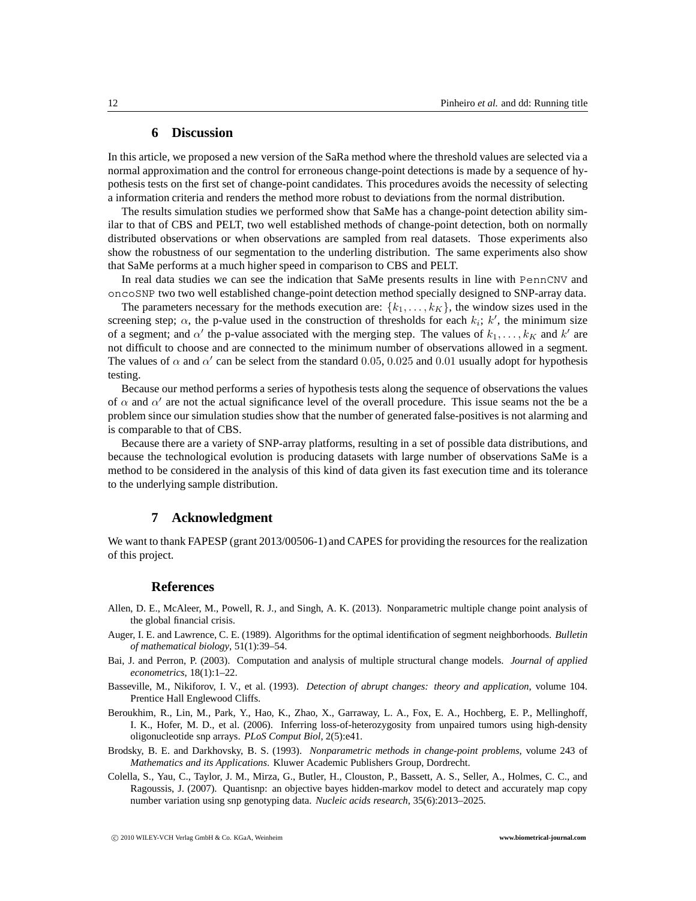## 6 Discussion

In this article, we proposed a new version of the SaRa method where the threshold values are selected via a normal approximation and the control for erroneous change-point detections is made by a sequence of hypothesis tests on the first set of change-point candidates. This procedures avoids the necessity of selecting a information criteria and renders the method more robust to deviations from the normal distribution.

The results simulation studies we performed show that SaMe has a change-point detection ability similar to that of CBS and PELT, two well established methods of change-point detection, both on normally distributed observations or when observations are sampled from real datasets. Those experiments also show the robustness of our segmentation to the underling distribution. The same experiments also show that SaMe performs at a much higher speed in comparison to CBS and PELT.

In real data studies we can see the indication that SaMe presents results in line with `PennCNV` and `oncoSNP` two two well established change-point detection method specially designed to SNP-array data.

The parameters necessary for the methods execution are: $\{k_1, \ldots, k_K\}$, the window sizes used in the screening step; $\alpha$, the p-value used in the construction of thresholds for each $k_i$; $k'$, the minimum size of a segment; and $\alpha'$ the p-value associated with the merging step. The values of $k_1, \ldots, k_K$ and $k'$ are not difficult to choose and are connected to the minimum number of observations allowed in a segment. The values of $\alpha$ and $\alpha'$ can be select from the standard $0.05$, $0.025$ and $0.01$ usually adopt for hypothesis testing.

Because our method performs a series of hypothesis tests along the sequence of observations the values of $\alpha$ and $\alpha'$ are not the actual significance level of the overall procedure. This issue seams not the be a problem since our simulation studies show that the number of generated false-positives is not alarming and is comparable to that of CBS.

Because there are a variety of SNP-array platforms, resulting in a set of possible data distributions, and because the technological evolution is producing datasets with large number of observations SaMe is a method to be considered in the analysis of this kind of data given its fast execution time and its tolerance to the underlying sample distribution.

## 7 Acknowledgment

We want to thank FAPESP (grant 2013/00506-1) and CAPES for providing the resources for the realization of this project.

## References

Allen, D. E., McAleer, M., Powell, R. J., and Singh, A. K. (2013). Nonparametric multiple change point analysis of the global financial crisis.

Auger, I. E. and Lawrence, C. E. (1989). Algorithms for the optimal identification of segment neighborhoods. *Bulletin of mathematical biology*, 51(1):39–54.

Bai, J. and Perron, P. (2003). Computation and analysis of multiple structural change models. *Journal of applied econometrics*, 18(1):1–22.

Basseville, M., Nikiforov, I. V., et al. (1993). *Detection of abrupt changes: theory and application*, volume 104. Prentice Hall Englewood Cliffs.

Beroukhim, R., Lin, M., Park, Y., Hao, K., Zhao, X., Garraway, L. A., Fox, E. A., Hochberg, E. P., Mellinghoff, I. K., Hofer, M. D., et al. (2006). Inferring loss-of-heterozygosity from unpaired tumors using high-density oligonucleotide snp arrays. *PLoS Comput Biol*, 2(5):e41.

Brodsky, B. E. and Darkhovsky, B. S. (1993). *Nonparametric methods in change-point problems*, volume 243 of *Mathematics and its Applications*. Kluwer Academic Publishers Group, Dordrecht.

Colella, S., Yau, C., Taylor, J. M., Mirza, G., Butler, H., Clouston, P., Bassett, A. S., Seller, A., Holmes, C. C., and Ragoussis, J. (2007). Quantisnp: an objective bayes hidden-markov model to detect and accurately map copy number variation using snp genotyping data. *Nucleic acids research*, 35(6):2013–2025.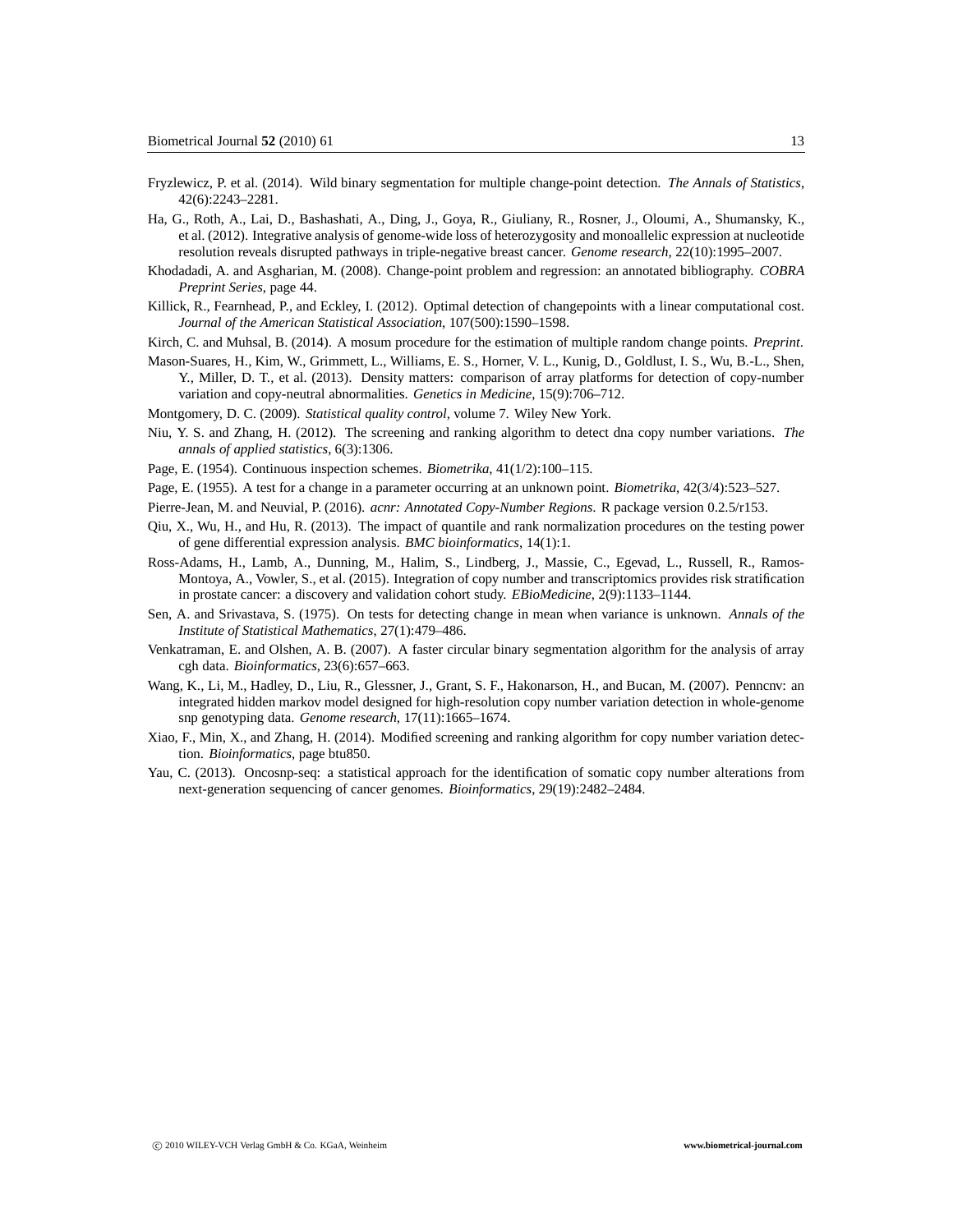Fryzlewicz, P. et al. (2014). Wild binary segmentation for multiple change-point detection. *The Annals of Statistics*, 42(6):2243–2281.

Ha, G., Roth, A., Lai, D., Bashashati, A., Ding, J., Goya, R., Giuliany, R., Rosner, J., Oloumi, A., Shumansky, K., et al. (2012). Integrative analysis of genome-wide loss of heterozygosity and monoallelic expression at nucleotide resolution reveals disrupted pathways in triple-negative breast cancer. *Genome research*, 22(10):1995–2007.

Khodadadi, A. and Asgharian, M. (2008). Change-point problem and regression: an annotated bibliography. *COBRA Preprint Series*, page 44.

Killick, R., Fearnhead, P., and Eckley, I. (2012). Optimal detection of changepoints with a linear computational cost. *Journal of the American Statistical Association*, 107(500):1590–1598.

Kirch, C. and Muhsal, B. (2014). A mosum procedure for the estimation of multiple random change points. *Preprint*.

Mason-Suares, H., Kim, W., Grimmett, L., Williams, E. S., Horner, V. L., Kunig, D., Goldlust, I. S., Wu, B.-L., Shen, Y., Miller, D. T., et al. (2013). Density matters: comparison of array platforms for detection of copy-number variation and copy-neutral abnormalities. *Genetics in Medicine*, 15(9):706–712.

Montgomery, D. C. (2009). *Statistical quality control*, volume 7. Wiley New York.

Niu, Y. S. and Zhang, H. (2012). The screening and ranking algorithm to detect dna copy number variations. *The annals of applied statistics*, 6(3):1306.

Page, E. (1954). Continuous inspection schemes. *Biometrika*, 41(1/2):100–115.

Page, E. (1955). A test for a change in a parameter occurring at an unknown point. *Biometrika*, 42(3/4):523–527.

Pierre-Jean, M. and Neuvial, P. (2016). *acnr: Annotated Copy-Number Regions*. R package version 0.2.5/r153.

Qiu, X., Wu, H., and Hu, R. (2013). The impact of quantile and rank normalization procedures on the testing power of gene differential expression analysis. *BMC bioinformatics*, 14(1):1.

Ross-Adams, H., Lamb, A., Dunning, M., Halim, S., Lindberg, J., Massie, C., Egevad, L., Russell, R., Ramos-Montoya, A., Vowler, S., et al. (2015). Integration of copy number and transcriptomics provides risk stratification in prostate cancer: a discovery and validation cohort study. *EBioMedicine*, 2(9):1133–1144.

Sen, A. and Srivastava, S. (1975). On tests for detecting change in mean when variance is unknown. *Annals of the Institute of Statistical Mathematics*, 27(1):479–486.

Venkatraman, E. and Olshen, A. B. (2007). A faster circular binary segmentation algorithm for the analysis of array cgh data. *Bioinformatics*, 23(6):657–663.

Wang, K., Li, M., Hadley, D., Liu, R., Glessner, J., Grant, S. F., Hakonarson, H., and Bucan, M. (2007). Penncnv: an integrated hidden markov model designed for high-resolution copy number variation detection in whole-genome snp genotyping data. *Genome research*, 17(11):1665–1674.

Xiao, F., Min, X., and Zhang, H. (2014). Modified screening and ranking algorithm for copy number variation detection. *Bioinformatics*, page btu850.

Yau, C. (2013). Oncosnp-seq: a statistical approach for the identification of somatic copy number alterations from next-generation sequencing of cancer genomes. *Bioinformatics*, 29(19):2482–2484.